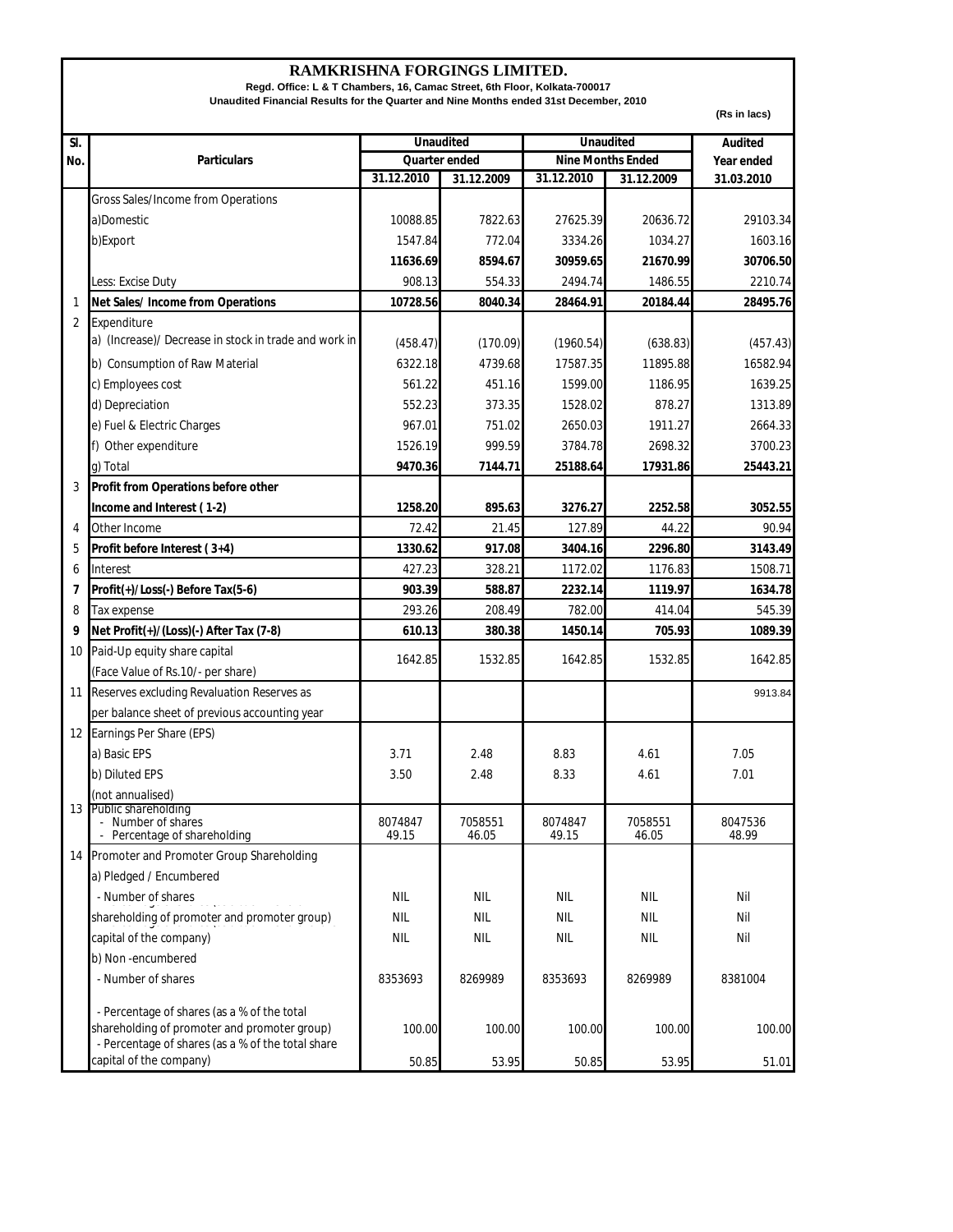# RAMKRISHNA FORGINGS LIMITED.

**Regd. Office: L & T Chambers, 16, Camac Street, 6th Floor, Kolkata-700017**

**Unaudited Financial Results for the Quarter and Nine Months ended 31st December, 2010**

**(Rs in lacs)**

| Sl. No. | Particulars | Unaudited Quarter ended 31.12.2010 | Unaudited Quarter ended 31.12.2009 | Unaudited Nine Months Ended 31.12.2010 | Unaudited Nine Months Ended 31.12.2009 | Audited Year ended 31.03.2010 |
|---|---|---|---|---|---|---|
| | Gross Sales/Income from Operations | | | | | |
| | a)Domestic | 10088.85 | 7822.63 | 27625.39 | 20636.72 | 29103.34 |
| | b)Export | 1547.84 | 772.04 | 3334.26 | 1034.27 | 1603.16 |
| | | **11636.69** | **8594.67** | **30959.65** | **21670.99** | **30706.50** |
| | Less: Excise Duty | 908.13 | 554.33 | 2494.74 | 1486.55 | 2210.74 |
| 1 | **Net Sales/ Income from Operations** | **10728.56** | **8040.34** | **28464.91** | **20184.44** | **28495.76** |
| 2 | Expenditure | | | | | |
| | a) (Increase)/ Decrease in stock in trade and work in | (458.47) | (170.09) | (1960.54) | (638.83) | (457.43) |
| | b) Consumption of Raw Material | 6322.18 | 4739.68 | 17587.35 | 11895.88 | 16582.94 |
| | c) Employees cost | 561.22 | 451.16 | 1599.00 | 1186.95 | 1639.25 |
| | d) Depreciation | 552.23 | 373.35 | 1528.02 | 878.27 | 1313.89 |
| | e) Fuel & Electric Charges | 967.01 | 751.02 | 2650.03 | 1911.27 | 2664.33 |
| | f) Other expenditure | 1526.19 | 999.59 | 3784.78 | 2698.32 | 3700.23 |
| | g) Total | **9470.36** | **7144.71** | **25188.64** | **17931.86** | **25443.21** |
| 3 | **Profit from Operations before other Income and Interest ( 1-2)** | **1258.20** | **895.63** | **3276.27** | **2252.58** | **3052.55** |
| 4 | Other Income | 72.42 | 21.45 | 127.89 | 44.22 | 90.94 |
| 5 | **Profit before Interest ( 3+4)** | **1330.62** | **917.08** | **3404.16** | **2296.80** | **3143.49** |
| 6 | Interest | 427.23 | 328.21 | 1172.02 | 1176.83 | 1508.71 |
| 7 | **Profit(+)/Loss(-) Before Tax(5-6)** | **903.39** | **588.87** | **2232.14** | **1119.97** | **1634.78** |
| 8 | Tax expense | 293.26 | 208.49 | 782.00 | 414.04 | 545.39 |
| 9 | **Net Profit(+)/(Loss)(-) After Tax (7-8)** | **610.13** | **380.38** | **1450.14** | **705.93** | **1089.39** |
| 10 | Paid-Up equity share capital (Face Value of Rs.10/- per share) | 1642.85 | 1532.85 | 1642.85 | 1532.85 | 1642.85 |
| 11 | Reserves excluding Revaluation Reserves as per balance sheet of previous accounting year | | | | | 9913.84 |
| 12 | Earnings Per Share (EPS) | | | | | |
| | a) Basic EPS | 3.71 | 2.48 | 8.83 | 4.61 | 7.05 |
| | b) Diluted EPS | 3.50 | 2.48 | 8.33 | 4.61 | 7.01 |
| | (not annualised) | | | | | |
| 13 | Public shareholding | | | | | |
| | - Number of shares | 8074847 | 7058551 | 8074847 | 7058551 | 8047536 |
| | - Percentage of shareholding | 49.15 | 46.05 | 49.15 | 46.05 | 48.99 |
| 14 | Promoter and Promoter Group Shareholding | | | | | |
| | a) Pledged / Encumbered | | | | | |
| | - Number of shares | NIL | NIL | NIL | NIL | Nil |
| | shareholding of promoter and promoter group) | NIL | NIL | NIL | NIL | Nil |
| | capital of the company) | NIL | NIL | NIL | NIL | Nil |
| | b) Non -encumbered | | | | | |
| | - Number of shares | 8353693 | 8269989 | 8353693 | 8269989 | 8381004 |
| | - Percentage of shares (as a % of the total shareholding of promoter and promoter group) | 100.00 | 100.00 | 100.00 | 100.00 | 100.00 |
| | - Percentage of shares (as a % of the total share capital of the company) | 50.85 | 53.95 | 50.85 | 53.95 | 51.01 |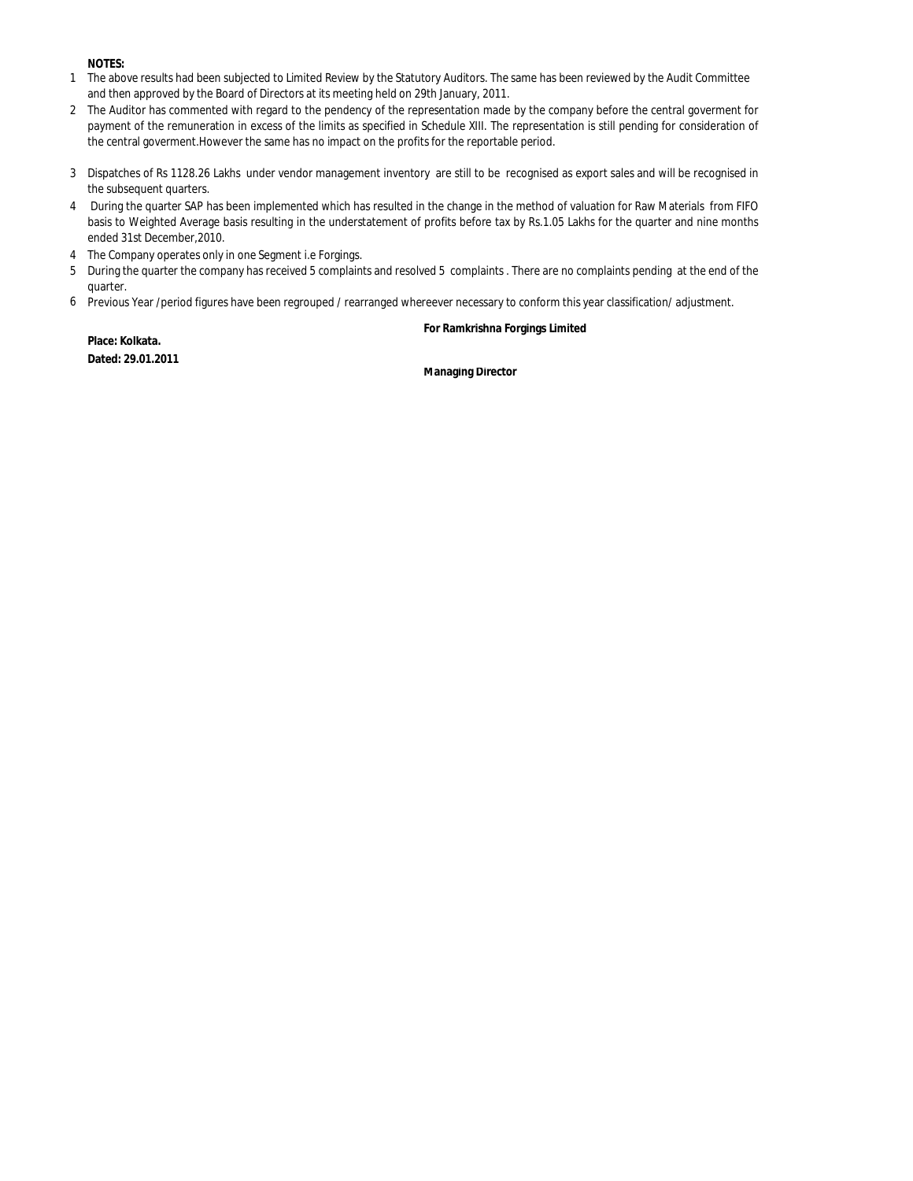**NOTES:**

1. The above results had been subjected to Limited Review by the Statutory Auditors. The same has been reviewed by the Audit Committee and then approved by the Board of Directors at its meeting held on 29th January, 2011.
2. The Auditor has commented with regard to the pendency of the representation made by the company before the central goverment for payment of the remuneration in excess of the limits as specified in Schedule XIII. The representation is still pending for consideration of the central goverment.However the same has no impact on the profits for the reportable period.
3. Dispatches of Rs 1128.26 Lakhs under vendor management inventory are still to be recognised as export sales and will be recognised in the subsequent quarters.
4. During the quarter SAP has been implemented which has resulted in the change in the method of valuation for Raw Materials from FIFO basis to Weighted Average basis resulting in the understatement of profits before tax by Rs.1.05 Lakhs for the quarter and nine months ended 31st December,2010.
4. The Company operates only in one Segment i.e Forgings.
5. During the quarter the company has received 5 complaints and resolved 5 complaints . There are no complaints pending at the end of the quarter.
6. Previous Year /period figures have been regrouped / rearranged whereever necessary to conform this year classification/ adjustment.

**For Ramkrishna Forgings Limited**

**Place: Kolkata.**
**Dated: 29.01.2011**

**Managing Director**